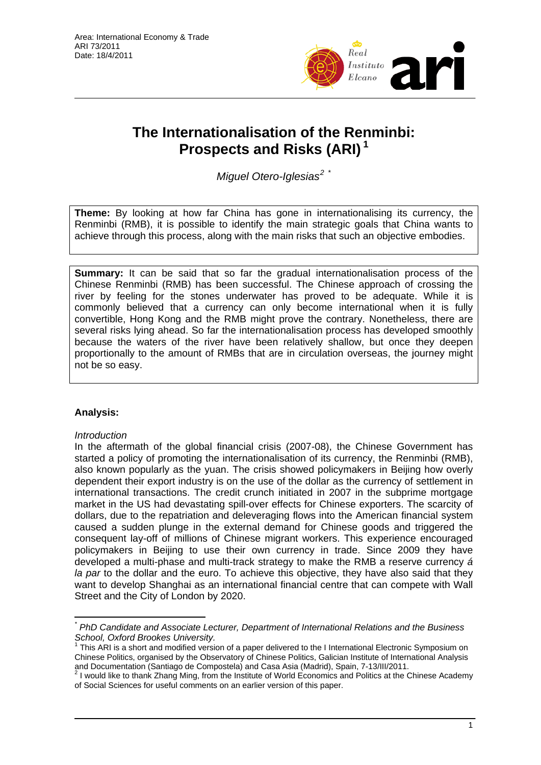Area: International Economy & Trade
ARI 73/2011
Date: 18/4/2011

# The Internationalisation of the Renminbi: Prospects and Risks (ARI) [1]

*Miguel Otero-Iglesias* [2] [*]

**Theme:** By looking at how far China has gone in internationalising its currency, the Renminbi (RMB), it is possible to identify the main strategic goals that China wants to achieve through this process, along with the main risks that such an objective embodies.

**Summary:** It can be said that so far the gradual internationalisation process of the Chinese Renminbi (RMB) has been successful. The Chinese approach of crossing the river by feeling for the stones underwater has proved to be adequate. While it is commonly believed that a currency can only become international when it is fully convertible, Hong Kong and the RMB might prove the contrary. Nonetheless, there are several risks lying ahead. So far the internationalisation process has developed smoothly because the waters of the river have been relatively shallow, but once they deepen proportionally to the amount of RMBs that are in circulation overseas, the journey might not be so easy.

## Analysis:

*Introduction*

In the aftermath of the global financial crisis (2007-08), the Chinese Government has started a policy of promoting the internationalisation of its currency, the Renminbi (RMB), also known popularly as the yuan. The crisis showed policymakers in Beijing how overly dependent their export industry is on the use of the dollar as the currency of settlement in international transactions. The credit crunch initiated in 2007 in the subprime mortgage market in the US had devastating spill-over effects for Chinese exporters. The scarcity of dollars, due to the repatriation and deleveraging flows into the American financial system caused a sudden plunge in the external demand for Chinese goods and triggered the consequent lay-off of millions of Chinese migrant workers. This experience encouraged policymakers in Beijing to use their own currency in trade. Since 2009 they have developed a multi-phase and multi-track strategy to make the RMB a reserve currency *á la par* to the dollar and the euro. To achieve this objective, they have also said that they want to develop Shanghai as an international financial centre that can compete with Wall Street and the City of London by 2020.

---

[*] *PhD Candidate and Associate Lecturer, Department of International Relations and the Business School, Oxford Brookes University.*

[1] This ARI is a short and modified version of a paper delivered to the I International Electronic Symposium on Chinese Politics, organised by the Observatory of Chinese Politics, Galician Institute of International Analysis and Documentation (Santiago de Compostela) and Casa Asia (Madrid), Spain, 7-13/III/2011.

[2] I would like to thank Zhang Ming, from the Institute of World Economics and Politics at the Chinese Academy of Social Sciences for useful comments on an earlier version of this paper.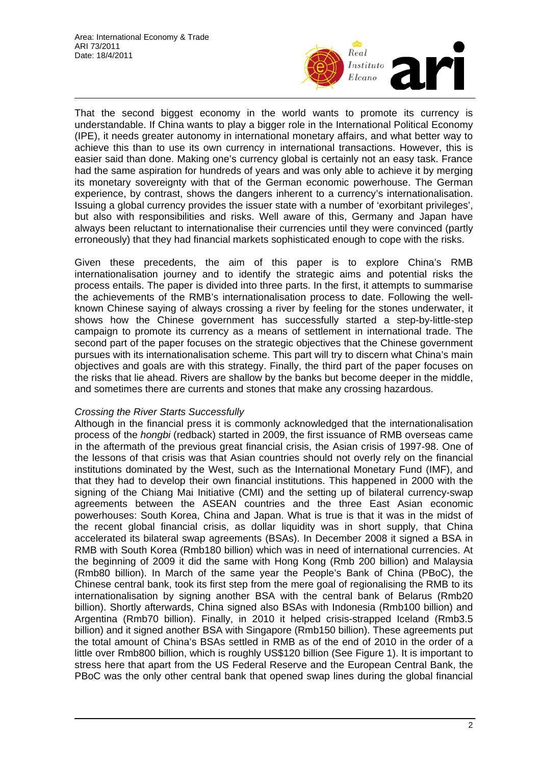That the second biggest economy in the world wants to promote its currency is understandable. If China wants to play a bigger role in the International Political Economy (IPE), it needs greater autonomy in international monetary affairs, and what better way to achieve this than to use its own currency in international transactions. However, this is easier said than done. Making one's currency global is certainly not an easy task. France had the same aspiration for hundreds of years and was only able to achieve it by merging its monetary sovereignty with that of the German economic powerhouse. The German experience, by contrast, shows the dangers inherent to a currency's internationalisation. Issuing a global currency provides the issuer state with a number of 'exorbitant privileges', but also with responsibilities and risks. Well aware of this, Germany and Japan have always been reluctant to internationalise their currencies until they were convinced (partly erroneously) that they had financial markets sophisticated enough to cope with the risks.

Given these precedents, the aim of this paper is to explore China's RMB internationalisation journey and to identify the strategic aims and potential risks the process entails. The paper is divided into three parts. In the first, it attempts to summarise the achievements of the RMB's internationalisation process to date. Following the well-known Chinese saying of always crossing a river by feeling for the stones underwater, it shows how the Chinese government has successfully started a step-by-little-step campaign to promote its currency as a means of settlement in international trade. The second part of the paper focuses on the strategic objectives that the Chinese government pursues with its internationalisation scheme. This part will try to discern what China's main objectives and goals are with this strategy. Finally, the third part of the paper focuses on the risks that lie ahead. Rivers are shallow by the banks but become deeper in the middle, and sometimes there are currents and stones that make any crossing hazardous.

*Crossing the River Starts Successfully*

Although in the financial press it is commonly acknowledged that the internationalisation process of the *hongbi* (redback) started in 2009, the first issuance of RMB overseas came in the aftermath of the previous great financial crisis, the Asian crisis of 1997-98. One of the lessons of that crisis was that Asian countries should not overly rely on the financial institutions dominated by the West, such as the International Monetary Fund (IMF), and that they had to develop their own financial institutions. This happened in 2000 with the signing of the Chiang Mai Initiative (CMI) and the setting up of bilateral currency-swap agreements between the ASEAN countries and the three East Asian economic powerhouses: South Korea, China and Japan. What is true is that it was in the midst of the recent global financial crisis, as dollar liquidity was in short supply, that China accelerated its bilateral swap agreements (BSAs). In December 2008 it signed a BSA in RMB with South Korea (Rmb180 billion) which was in need of international currencies. At the beginning of 2009 it did the same with Hong Kong (Rmb 200 billion) and Malaysia (Rmb80 billion). In March of the same year the People's Bank of China (PBoC), the Chinese central bank, took its first step from the mere goal of regionalising the RMB to its internationalisation by signing another BSA with the central bank of Belarus (Rmb20 billion). Shortly afterwards, China signed also BSAs with Indonesia (Rmb100 billion) and Argentina (Rmb70 billion). Finally, in 2010 it helped crisis-strapped Iceland (Rmb3.5 billion) and it signed another BSA with Singapore (Rmb150 billion). These agreements put the total amount of China's BSAs settled in RMB as of the end of 2010 in the order of a little over Rmb800 billion, which is roughly US$120 billion (See Figure 1). It is important to stress here that apart from the US Federal Reserve and the European Central Bank, the PBoC was the only other central bank that opened swap lines during the global financial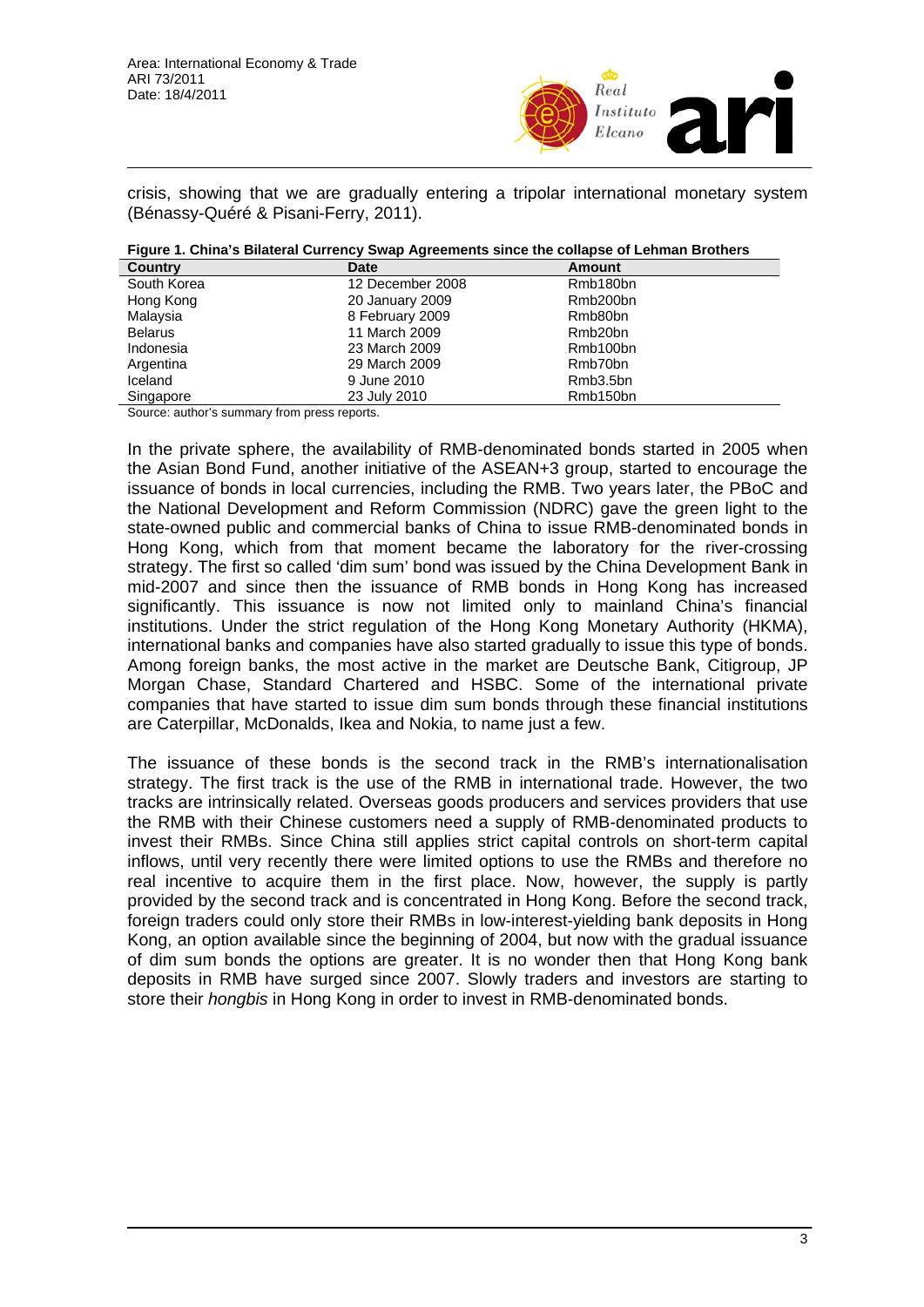crisis, showing that we are gradually entering a tripolar international monetary system (Bénassy-Quéré & Pisani-Ferry, 2011).

**Figure 1. China's Bilateral Currency Swap Agreements since the collapse of Lehman Brothers**

| Country | Date | Amount |
|---|---|---|
| South Korea | 12 December 2008 | Rmb180bn |
| Hong Kong | 20 January 2009 | Rmb200bn |
| Malaysia | 8 February 2009 | Rmb80bn |
| Belarus | 11 March 2009 | Rmb20bn |
| Indonesia | 23 March 2009 | Rmb100bn |
| Argentina | 29 March 2009 | Rmb70bn |
| Iceland | 9 June 2010 | Rmb3.5bn |
| Singapore | 23 July 2010 | Rmb150bn |

Source: author's summary from press reports.

In the private sphere, the availability of RMB-denominated bonds started in 2005 when the Asian Bond Fund, another initiative of the ASEAN+3 group, started to encourage the issuance of bonds in local currencies, including the RMB. Two years later, the PBoC and the National Development and Reform Commission (NDRC) gave the green light to the state-owned public and commercial banks of China to issue RMB-denominated bonds in Hong Kong, which from that moment became the laboratory for the river-crossing strategy. The first so called 'dim sum' bond was issued by the China Development Bank in mid-2007 and since then the issuance of RMB bonds in Hong Kong has increased significantly. This issuance is now not limited only to mainland China's financial institutions. Under the strict regulation of the Hong Kong Monetary Authority (HKMA), international banks and companies have also started gradually to issue this type of bonds. Among foreign banks, the most active in the market are Deutsche Bank, Citigroup, JP Morgan Chase, Standard Chartered and HSBC. Some of the international private companies that have started to issue dim sum bonds through these financial institutions are Caterpillar, McDonalds, Ikea and Nokia, to name just a few.

The issuance of these bonds is the second track in the RMB's internationalisation strategy. The first track is the use of the RMB in international trade. However, the two tracks are intrinsically related. Overseas goods producers and services providers that use the RMB with their Chinese customers need a supply of RMB-denominated products to invest their RMBs. Since China still applies strict capital controls on short-term capital inflows, until very recently there were limited options to use the RMBs and therefore no real incentive to acquire them in the first place. Now, however, the supply is partly provided by the second track and is concentrated in Hong Kong. Before the second track, foreign traders could only store their RMBs in low-interest-yielding bank deposits in Hong Kong, an option available since the beginning of 2004, but now with the gradual issuance of dim sum bonds the options are greater. It is no wonder then that Hong Kong bank deposits in RMB have surged since 2007. Slowly traders and investors are starting to store their *hongbis* in Hong Kong in order to invest in RMB-denominated bonds.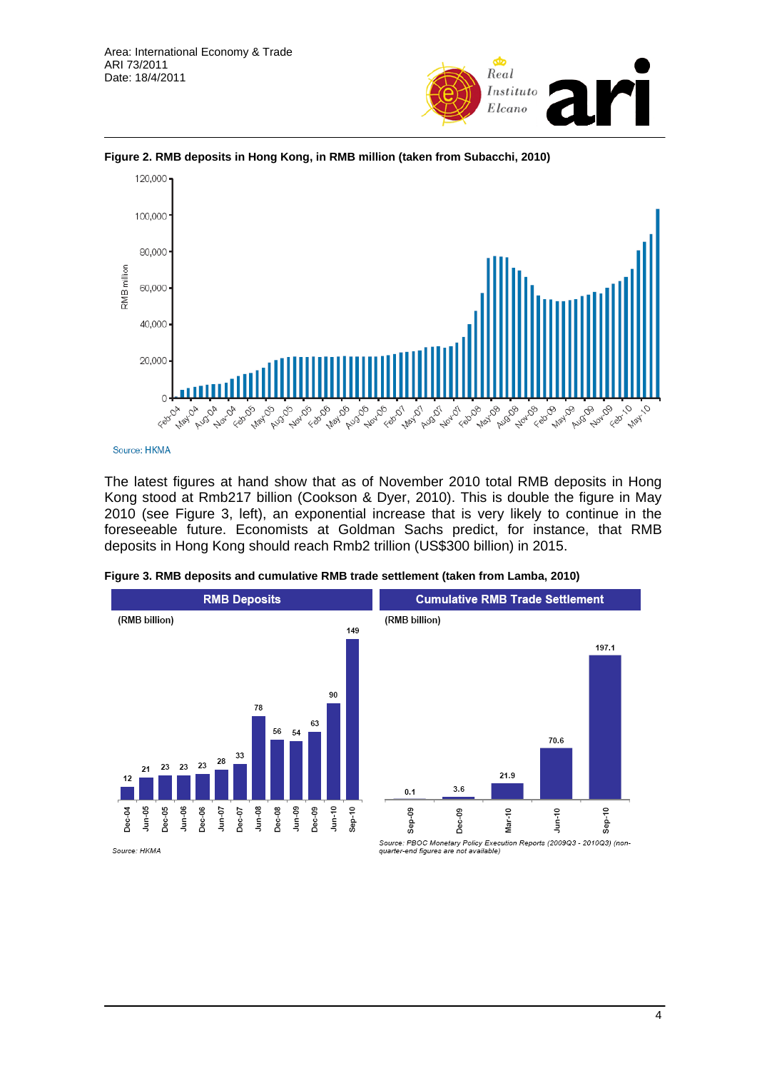**Figure 2. RMB deposits in Hong Kong, in RMB million (taken from Subacchi, 2010)**

Source: HKMA

The latest figures at hand show that as of November 2010 total RMB deposits in Hong Kong stood at Rmb217 billion (Cookson & Dyer, 2010). This is double the figure in May 2010 (see Figure 3, left), an exponential increase that is very likely to continue in the foreseeable future. Economists at Goldman Sachs predict, for instance, that RMB deposits in Hong Kong should reach Rmb2 trillion (US$300 billion) in 2015.

**Figure 3. RMB deposits and cumulative RMB trade settlement (taken from Lamba, 2010)**

Source: HKMA

*Source: PBOC Monetary Policy Execution Reports (2009Q3 - 2010Q3) (non-quarter-end figures are not available)*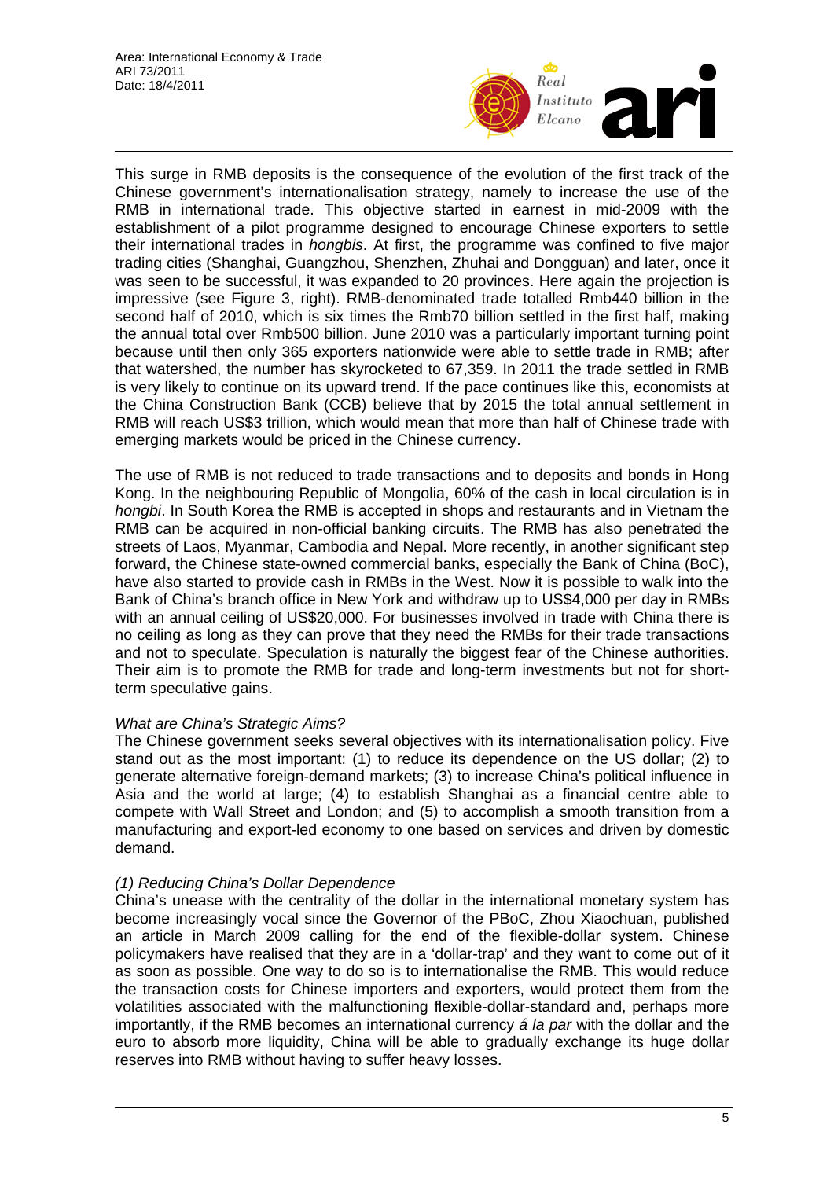This surge in RMB deposits is the consequence of the evolution of the first track of the Chinese government's internationalisation strategy, namely to increase the use of the RMB in international trade. This objective started in earnest in mid-2009 with the establishment of a pilot programme designed to encourage Chinese exporters to settle their international trades in *hongbis*. At first, the programme was confined to five major trading cities (Shanghai, Guangzhou, Shenzhen, Zhuhai and Dongguan) and later, once it was seen to be successful, it was expanded to 20 provinces. Here again the projection is impressive (see Figure 3, right). RMB-denominated trade totalled Rmb440 billion in the second half of 2010, which is six times the Rmb70 billion settled in the first half, making the annual total over Rmb500 billion. June 2010 was a particularly important turning point because until then only 365 exporters nationwide were able to settle trade in RMB; after that watershed, the number has skyrocketed to 67,359. In 2011 the trade settled in RMB is very likely to continue on its upward trend. If the pace continues like this, economists at the China Construction Bank (CCB) believe that by 2015 the total annual settlement in RMB will reach US$3 trillion, which would mean that more than half of Chinese trade with emerging markets would be priced in the Chinese currency.

The use of RMB is not reduced to trade transactions and to deposits and bonds in Hong Kong. In the neighbouring Republic of Mongolia, 60% of the cash in local circulation is in *hongbi*. In South Korea the RMB is accepted in shops and restaurants and in Vietnam the RMB can be acquired in non-official banking circuits. The RMB has also penetrated the streets of Laos, Myanmar, Cambodia and Nepal. More recently, in another significant step forward, the Chinese state-owned commercial banks, especially the Bank of China (BoC), have also started to provide cash in RMBs in the West. Now it is possible to walk into the Bank of China's branch office in New York and withdraw up to US$4,000 per day in RMBs with an annual ceiling of US$20,000. For businesses involved in trade with China there is no ceiling as long as they can prove that they need the RMBs for their trade transactions and not to speculate. Speculation is naturally the biggest fear of the Chinese authorities. Their aim is to promote the RMB for trade and long-term investments but not for short-term speculative gains.

### *What are China's Strategic Aims?*

The Chinese government seeks several objectives with its internationalisation policy. Five stand out as the most important: (1) to reduce its dependence on the US dollar; (2) to generate alternative foreign-demand markets; (3) to increase China's political influence in Asia and the world at large; (4) to establish Shanghai as a financial centre able to compete with Wall Street and London; and (5) to accomplish a smooth transition from a manufacturing and export-led economy to one based on services and driven by domestic demand.

#### *(1) Reducing China's Dollar Dependence*

China's unease with the centrality of the dollar in the international monetary system has become increasingly vocal since the Governor of the PBoC, Zhou Xiaochuan, published an article in March 2009 calling for the end of the flexible-dollar system. Chinese policymakers have realised that they are in a 'dollar-trap' and they want to come out of it as soon as possible. One way to do so is to internationalise the RMB. This would reduce the transaction costs for Chinese importers and exporters, would protect them from the volatilities associated with the malfunctioning flexible-dollar-standard and, perhaps more importantly, if the RMB becomes an international currency *á la par* with the dollar and the euro to absorb more liquidity, China will be able to gradually exchange its huge dollar reserves into RMB without having to suffer heavy losses.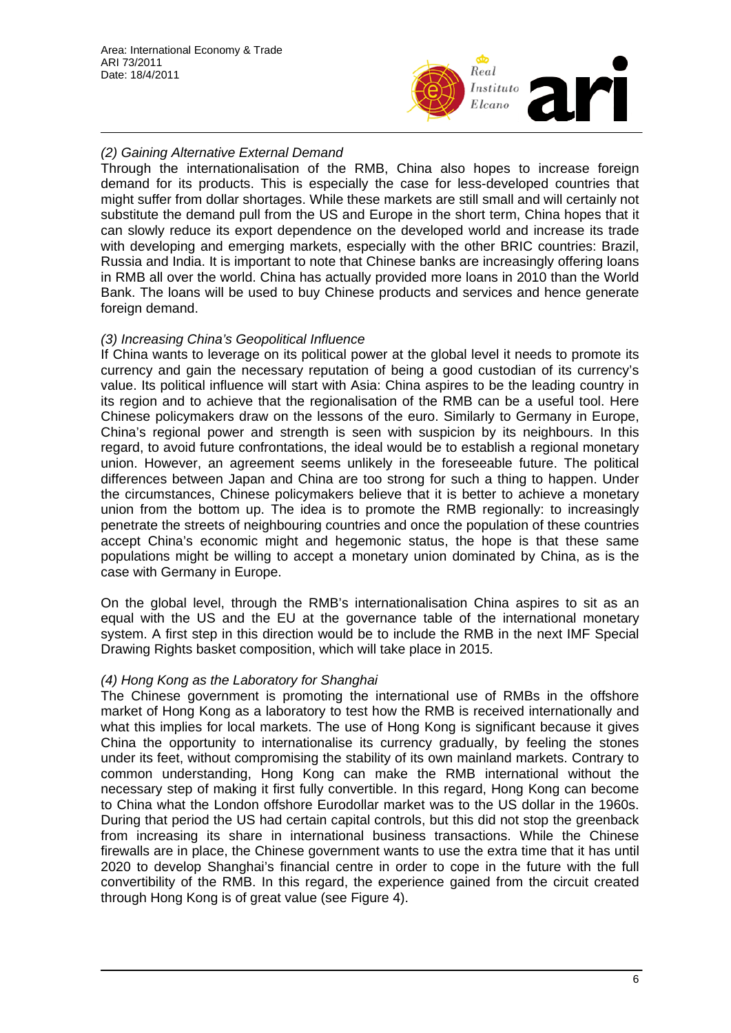*(2) Gaining Alternative External Demand*

Through the internationalisation of the RMB, China also hopes to increase foreign demand for its products. This is especially the case for less-developed countries that might suffer from dollar shortages. While these markets are still small and will certainly not substitute the demand pull from the US and Europe in the short term, China hopes that it can slowly reduce its export dependence on the developed world and increase its trade with developing and emerging markets, especially with the other BRIC countries: Brazil, Russia and India. It is important to note that Chinese banks are increasingly offering loans in RMB all over the world. China has actually provided more loans in 2010 than the World Bank. The loans will be used to buy Chinese products and services and hence generate foreign demand.

*(3) Increasing China's Geopolitical Influence*

If China wants to leverage on its political power at the global level it needs to promote its currency and gain the necessary reputation of being a good custodian of its currency's value. Its political influence will start with Asia: China aspires to be the leading country in its region and to achieve that the regionalisation of the RMB can be a useful tool. Here Chinese policymakers draw on the lessons of the euro. Similarly to Germany in Europe, China's regional power and strength is seen with suspicion by its neighbours. In this regard, to avoid future confrontations, the ideal would be to establish a regional monetary union. However, an agreement seems unlikely in the foreseeable future. The political differences between Japan and China are too strong for such a thing to happen. Under the circumstances, Chinese policymakers believe that it is better to achieve a monetary union from the bottom up. The idea is to promote the RMB regionally: to increasingly penetrate the streets of neighbouring countries and once the population of these countries accept China's economic might and hegemonic status, the hope is that these same populations might be willing to accept a monetary union dominated by China, as is the case with Germany in Europe.

On the global level, through the RMB's internationalisation China aspires to sit as an equal with the US and the EU at the governance table of the international monetary system. A first step in this direction would be to include the RMB in the next IMF Special Drawing Rights basket composition, which will take place in 2015.

*(4) Hong Kong as the Laboratory for Shanghai*

The Chinese government is promoting the international use of RMBs in the offshore market of Hong Kong as a laboratory to test how the RMB is received internationally and what this implies for local markets. The use of Hong Kong is significant because it gives China the opportunity to internationalise its currency gradually, by feeling the stones under its feet, without compromising the stability of its own mainland markets. Contrary to common understanding, Hong Kong can make the RMB international without the necessary step of making it first fully convertible. In this regard, Hong Kong can become to China what the London offshore Eurodollar market was to the US dollar in the 1960s. During that period the US had certain capital controls, but this did not stop the greenback from increasing its share in international business transactions. While the Chinese firewalls are in place, the Chinese government wants to use the extra time that it has until 2020 to develop Shanghai's financial centre in order to cope in the future with the full convertibility of the RMB. In this regard, the experience gained from the circuit created through Hong Kong is of great value (see Figure 4).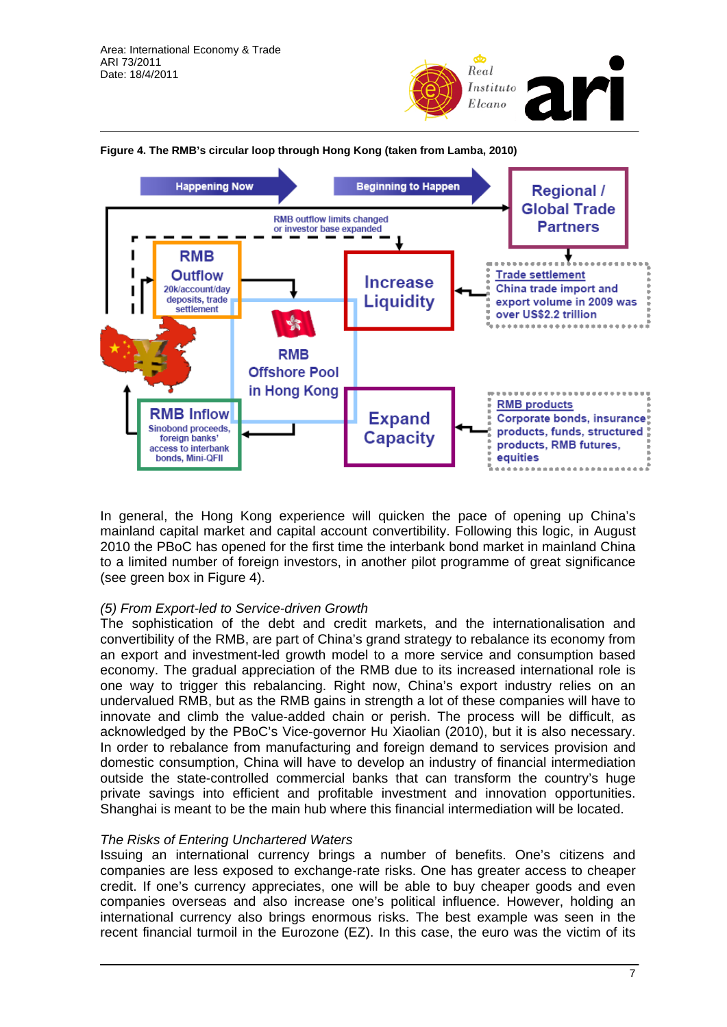**Figure 4. The RMB's circular loop through Hong Kong (taken from Lamba, 2010)**

In general, the Hong Kong experience will quicken the pace of opening up China's mainland capital market and capital account convertibility. Following this logic, in August 2010 the PBoC has opened for the first time the interbank bond market in mainland China to a limited number of foreign investors, in another pilot programme of great significance (see green box in Figure 4).

*(5) From Export-led to Service-driven Growth*

The sophistication of the debt and credit markets, and the internationalisation and convertibility of the RMB, are part of China's grand strategy to rebalance its economy from an export and investment-led growth model to a more service and consumption based economy. The gradual appreciation of the RMB due to its increased international role is one way to trigger this rebalancing. Right now, China's export industry relies on an undervalued RMB, but as the RMB gains in strength a lot of these companies will have to innovate and climb the value-added chain or perish. The process will be difficult, as acknowledged by the PBoC's Vice-governor Hu Xiaolian (2010), but it is also necessary. In order to rebalance from manufacturing and foreign demand to services provision and domestic consumption, China will have to develop an industry of financial intermediation outside the state-controlled commercial banks that can transform the country's huge private savings into efficient and profitable investment and innovation opportunities. Shanghai is meant to be the main hub where this financial intermediation will be located.

*The Risks of Entering Unchartered Waters*

Issuing an international currency brings a number of benefits. One's citizens and companies are less exposed to exchange-rate risks. One has greater access to cheaper credit. If one's currency appreciates, one will be able to buy cheaper goods and even companies overseas and also increase one's political influence. However, holding an international currency also brings enormous risks. The best example was seen in the recent financial turmoil in the Eurozone (EZ). In this case, the euro was the victim of its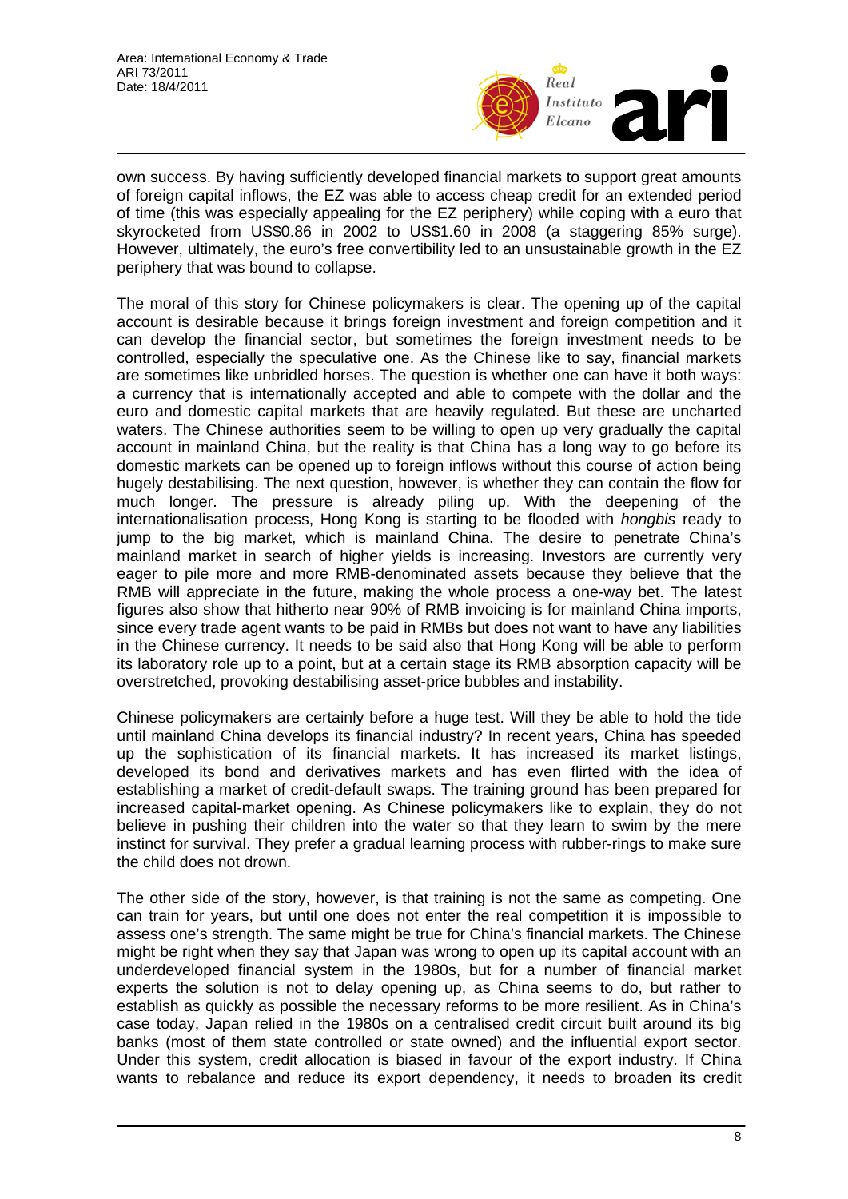own success. By having sufficiently developed financial markets to support great amounts of foreign capital inflows, the EZ was able to access cheap credit for an extended period of time (this was especially appealing for the EZ periphery) while coping with a euro that skyrocketed from US$0.86 in 2002 to US$1.60 in 2008 (a staggering 85% surge). However, ultimately, the euro's free convertibility led to an unsustainable growth in the EZ periphery that was bound to collapse.

The moral of this story for Chinese policymakers is clear. The opening up of the capital account is desirable because it brings foreign investment and foreign competition and it can develop the financial sector, but sometimes the foreign investment needs to be controlled, especially the speculative one. As the Chinese like to say, financial markets are sometimes like unbridled horses. The question is whether one can have it both ways: a currency that is internationally accepted and able to compete with the dollar and the euro and domestic capital markets that are heavily regulated. But these are uncharted waters. The Chinese authorities seem to be willing to open up very gradually the capital account in mainland China, but the reality is that China has a long way to go before its domestic markets can be opened up to foreign inflows without this course of action being hugely destabilising. The next question, however, is whether they can contain the flow for much longer. The pressure is already piling up. With the deepening of the internationalisation process, Hong Kong is starting to be flooded with *hongbis* ready to jump to the big market, which is mainland China. The desire to penetrate China's mainland market in search of higher yields is increasing. Investors are currently very eager to pile more and more RMB-denominated assets because they believe that the RMB will appreciate in the future, making the whole process a one-way bet. The latest figures also show that hitherto near 90% of RMB invoicing is for mainland China imports, since every trade agent wants to be paid in RMBs but does not want to have any liabilities in the Chinese currency. It needs to be said also that Hong Kong will be able to perform its laboratory role up to a point, but at a certain stage its RMB absorption capacity will be overstretched, provoking destabilising asset-price bubbles and instability.

Chinese policymakers are certainly before a huge test. Will they be able to hold the tide until mainland China develops its financial industry? In recent years, China has speeded up the sophistication of its financial markets. It has increased its market listings, developed its bond and derivatives markets and has even flirted with the idea of establishing a market of credit-default swaps. The training ground has been prepared for increased capital-market opening. As Chinese policymakers like to explain, they do not believe in pushing their children into the water so that they learn to swim by the mere instinct for survival. They prefer a gradual learning process with rubber-rings to make sure the child does not drown.

The other side of the story, however, is that training is not the same as competing. One can train for years, but until one does not enter the real competition it is impossible to assess one's strength. The same might be true for China's financial markets. The Chinese might be right when they say that Japan was wrong to open up its capital account with an underdeveloped financial system in the 1980s, but for a number of financial market experts the solution is not to delay opening up, as China seems to do, but rather to establish as quickly as possible the necessary reforms to be more resilient. As in China's case today, Japan relied in the 1980s on a centralised credit circuit built around its big banks (most of them state controlled or state owned) and the influential export sector. Under this system, credit allocation is biased in favour of the export industry. If China wants to rebalance and reduce its export dependency, it needs to broaden its credit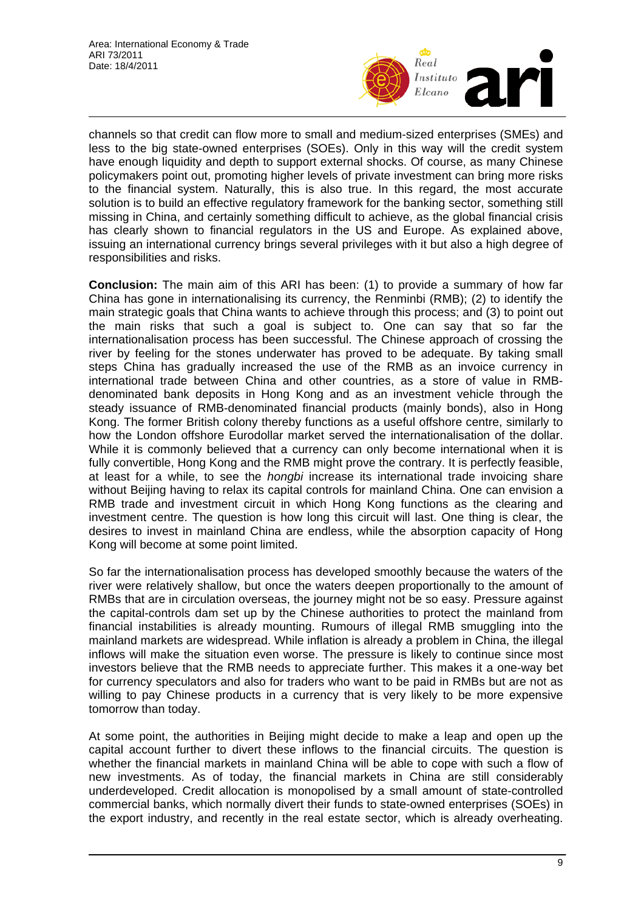channels so that credit can flow more to small and medium-sized enterprises (SMEs) and less to the big state-owned enterprises (SOEs). Only in this way will the credit system have enough liquidity and depth to support external shocks. Of course, as many Chinese policymakers point out, promoting higher levels of private investment can bring more risks to the financial system. Naturally, this is also true. In this regard, the most accurate solution is to build an effective regulatory framework for the banking sector, something still missing in China, and certainly something difficult to achieve, as the global financial crisis has clearly shown to financial regulators in the US and Europe. As explained above, issuing an international currency brings several privileges with it but also a high degree of responsibilities and risks.

**Conclusion:** The main aim of this ARI has been: (1) to provide a summary of how far China has gone in internationalising its currency, the Renminbi (RMB); (2) to identify the main strategic goals that China wants to achieve through this process; and (3) to point out the main risks that such a goal is subject to. One can say that so far the internationalisation process has been successful. The Chinese approach of crossing the river by feeling for the stones underwater has proved to be adequate. By taking small steps China has gradually increased the use of the RMB as an invoice currency in international trade between China and other countries, as a store of value in RMB-denominated bank deposits in Hong Kong and as an investment vehicle through the steady issuance of RMB-denominated financial products (mainly bonds), also in Hong Kong. The former British colony thereby functions as a useful offshore centre, similarly to how the London offshore Eurodollar market served the internationalisation of the dollar. While it is commonly believed that a currency can only become international when it is fully convertible, Hong Kong and the RMB might prove the contrary. It is perfectly feasible, at least for a while, to see the *hongbi* increase its international trade invoicing share without Beijing having to relax its capital controls for mainland China. One can envision a RMB trade and investment circuit in which Hong Kong functions as the clearing and investment centre. The question is how long this circuit will last. One thing is clear, the desires to invest in mainland China are endless, while the absorption capacity of Hong Kong will become at some point limited.

So far the internationalisation process has developed smoothly because the waters of the river were relatively shallow, but once the waters deepen proportionally to the amount of RMBs that are in circulation overseas, the journey might not be so easy. Pressure against the capital-controls dam set up by the Chinese authorities to protect the mainland from financial instabilities is already mounting. Rumours of illegal RMB smuggling into the mainland markets are widespread. While inflation is already a problem in China, the illegal inflows will make the situation even worse. The pressure is likely to continue since most investors believe that the RMB needs to appreciate further. This makes it a one-way bet for currency speculators and also for traders who want to be paid in RMBs but are not as willing to pay Chinese products in a currency that is very likely to be more expensive tomorrow than today.

At some point, the authorities in Beijing might decide to make a leap and open up the capital account further to divert these inflows to the financial circuits. The question is whether the financial markets in mainland China will be able to cope with such a flow of new investments. As of today, the financial markets in China are still considerably underdeveloped. Credit allocation is monopolised by a small amount of state-controlled commercial banks, which normally divert their funds to state-owned enterprises (SOEs) in the export industry, and recently in the real estate sector, which is already overheating.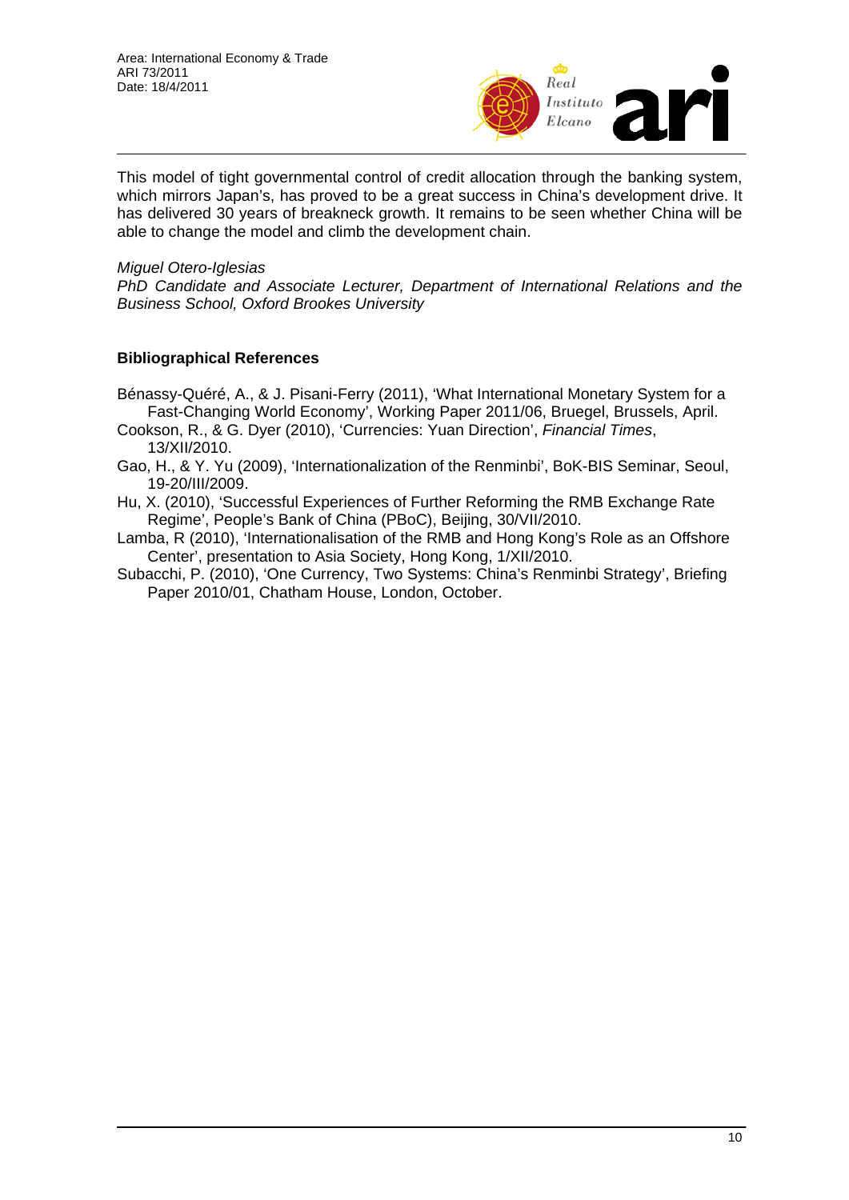This model of tight governmental control of credit allocation through the banking system, which mirrors Japan's, has proved to be a great success in China's development drive. It has delivered 30 years of breakneck growth. It remains to be seen whether China will be able to change the model and climb the development chain.

*Miguel Otero-Iglesias*
*PhD Candidate and Associate Lecturer, Department of International Relations and the Business School, Oxford Brookes University*

**Bibliographical References**

Bénassy-Quéré, A., & J. Pisani-Ferry (2011), 'What International Monetary System for a Fast-Changing World Economy', Working Paper 2011/06, Bruegel, Brussels, April.

Cookson, R., & G. Dyer (2010), 'Currencies: Yuan Direction', *Financial Times*, 13/XII/2010.

Gao, H., & Y. Yu (2009), 'Internationalization of the Renminbi', BoK-BIS Seminar, Seoul, 19-20/III/2009.

Hu, X. (2010), 'Successful Experiences of Further Reforming the RMB Exchange Rate Regime', People's Bank of China (PBoC), Beijing, 30/VII/2010.

Lamba, R (2010), 'Internationalisation of the RMB and Hong Kong's Role as an Offshore Center', presentation to Asia Society, Hong Kong, 1/XII/2010.

Subacchi, P. (2010), 'One Currency, Two Systems: China's Renminbi Strategy', Briefing Paper 2010/01, Chatham House, London, October.